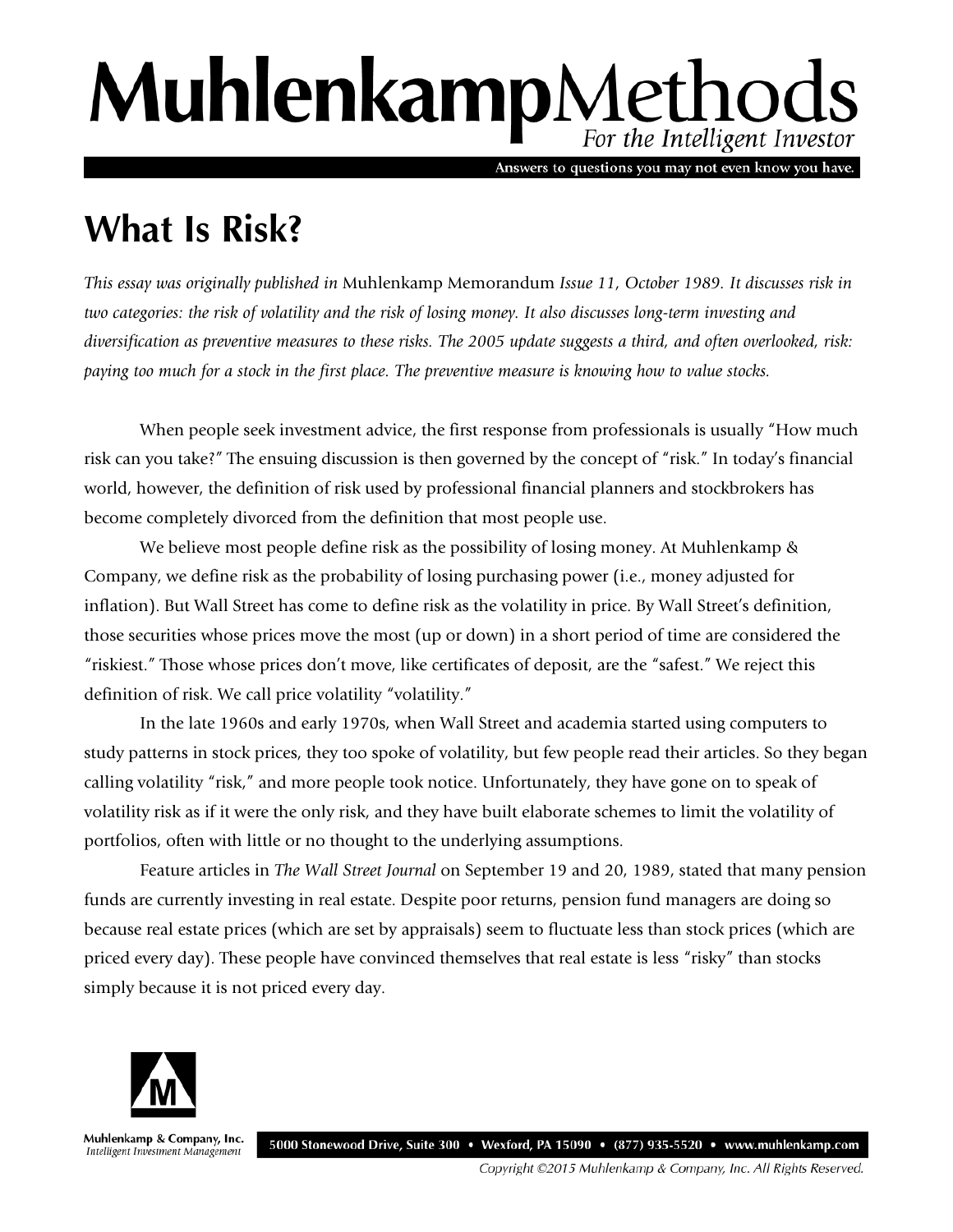# MuhlenkampMethods

*For the Intelligent Investor*

Answers to questions you may not even know you have.

## What Is Risk?

*This essay was originally published in* Muhlenkamp Memorandum *Issue 11, October 1989. It discusses risk in two categories: the risk of volatility and the risk of losing money. It also discusses long-term investing and diversification as preventive measures to these risks. The 2005 update suggests a third, and often overlooked, risk: paying too much for a stock in the first place. The preventive measure is knowing how to value stocks.*

When people seek investment advice, the first response from professionals is usually "How much risk can you take?" The ensuing discussion is then governed by the concept of "risk." In today's financial world, however, the definition of risk used by professional financial planners and stockbrokers has become completely divorced from the definition that most people use.

We believe most people define risk as the possibility of losing money. At Muhlenkamp & Company, we define risk as the probability of losing purchasing power (i.e., money adjusted for inflation). But Wall Street has come to define risk as the volatility in price. By Wall Street's definition, those securities whose prices move the most (up or down) in a short period of time are considered the "riskiest." Those whose prices don't move, like certificates of deposit, are the "safest." We reject this definition of risk. We call price volatility "volatility."

In the late 1960s and early 1970s, when Wall Street and academia started using computers to study patterns in stock prices, they too spoke of volatility, but few people read their articles. So they began calling volatility "risk," and more people took notice. Unfortunately, they have gone on to speak of volatility risk as if it were the only risk, and they have built elaborate schemes to limit the volatility of portfolios, often with little or no thought to the underlying assumptions.

Feature articles in *The Wall Street Journal* on September 19 and 20, 1989, stated that many pension funds are currently investing in real estate. Despite poor returns, pension fund managers are doing so because real estate prices (which are set by appraisals) seem to fluctuate less than stock prices (which are priced every day). These people have convinced themselves that real estate is less "risky" than stocks simply because it is not priced every day.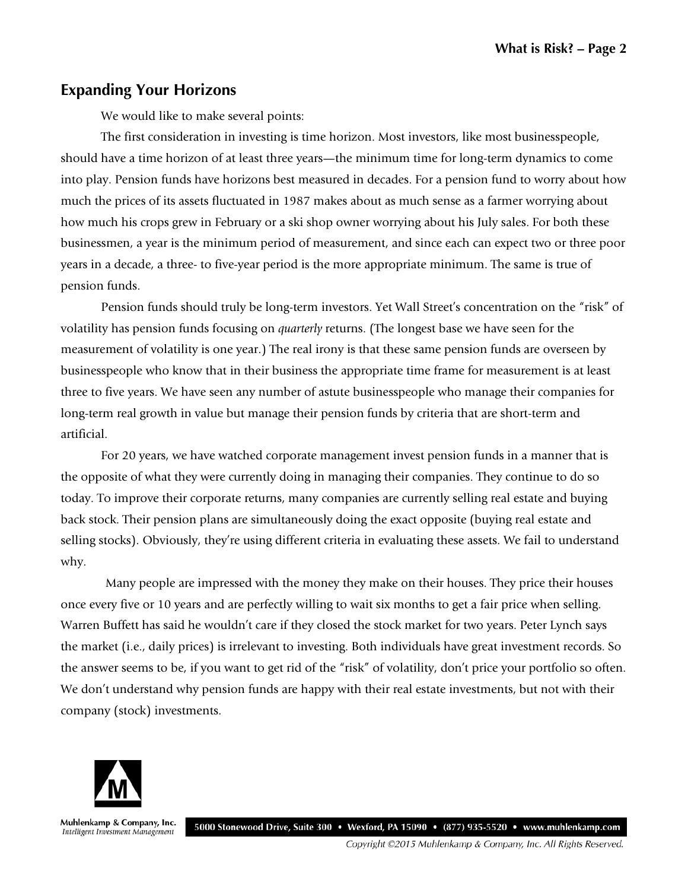## Expanding Your Horizons

We would like to make several points:

The first consideration in investing is time horizon. Most investors, like most businesspeople, should have a time horizon of at least three years—the minimum time for long-term dynamics to come into play. Pension funds have horizons best measured in decades. For a pension fund to worry about how much the prices of its assets fluctuated in 1987 makes about as much sense as a farmer worrying about how much his crops grew in February or a ski shop owner worrying about his July sales. For both these businessmen, a year is the minimum period of measurement, and since each can expect two or three poor years in a decade, a three- to five-year period is the more appropriate minimum. The same is true of pension funds.

Pension funds should truly be long-term investors. Yet Wall Street's concentration on the "risk" of volatility has pension funds focusing on *quarterly* returns. (The longest base we have seen for the measurement of volatility is one year.) The real irony is that these same pension funds are overseen by businesspeople who know that in their business the appropriate time frame for measurement is at least three to five years. We have seen any number of astute businesspeople who manage their companies for long-term real growth in value but manage their pension funds by criteria that are short-term and artificial.

For 20 years, we have watched corporate management invest pension funds in a manner that is the opposite of what they were currently doing in managing their companies. They continue to do so today. To improve their corporate returns, many companies are currently selling real estate and buying back stock. Their pension plans are simultaneously doing the exact opposite (buying real estate and selling stocks). Obviously, they're using different criteria in evaluating these assets. We fail to understand why.

Many people are impressed with the money they make on their houses. They price their houses once every five or 10 years and are perfectly willing to wait six months to get a fair price when selling. Warren Buffett has said he wouldn't care if they closed the stock market for two years. Peter Lynch says the market (i.e., daily prices) is irrelevant to investing. Both individuals have great investment records. So the answer seems to be, if you want to get rid of the "risk" of volatility, don't price your portfolio so often. We don't understand why pension funds are happy with their real estate investments, but not with their company (stock) investments.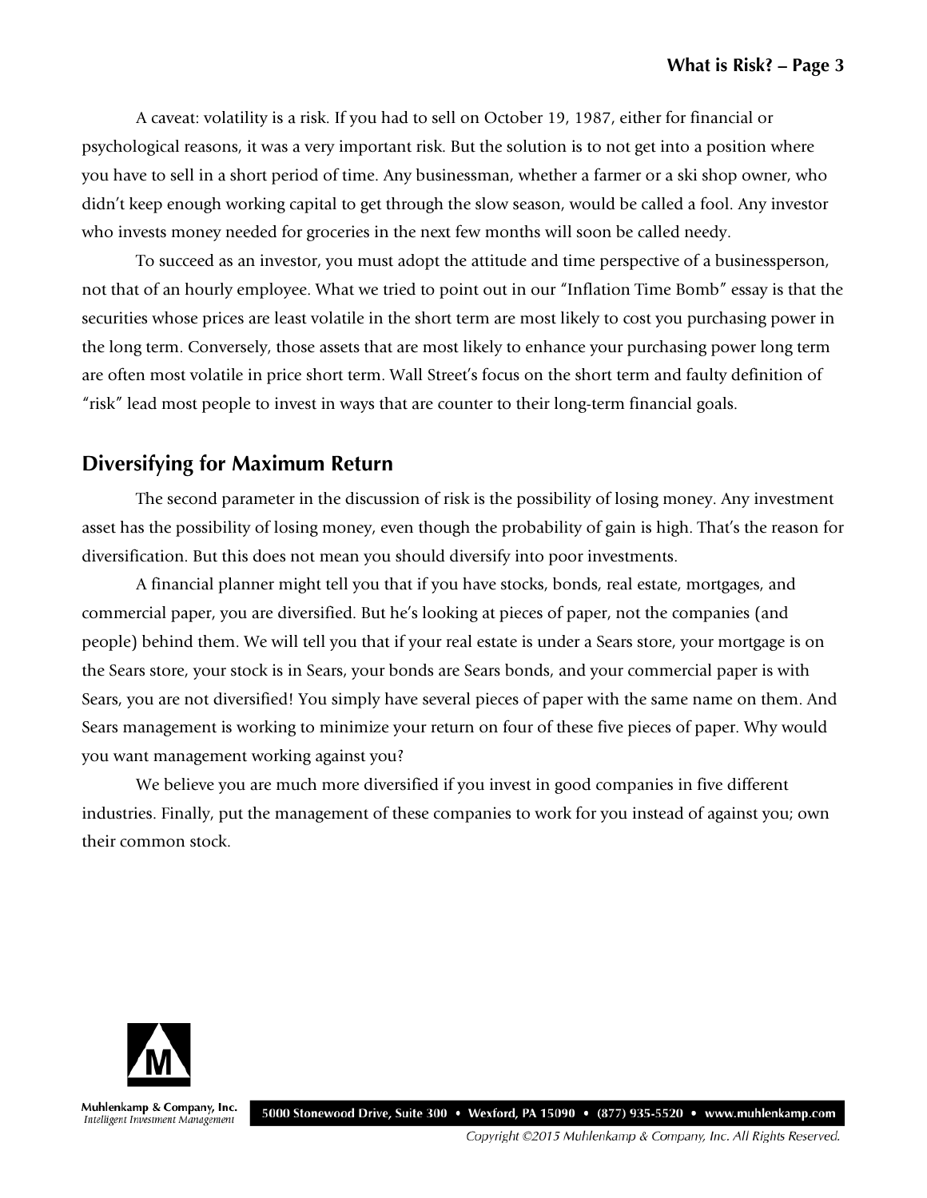A caveat: volatility is a risk. If you had to sell on October 19, 1987, either for financial or psychological reasons, it was a very important risk. But the solution is to not get into a position where you have to sell in a short period of time. Any businessman, whether a farmer or a ski shop owner, who didn't keep enough working capital to get through the slow season, would be called a fool. Any investor who invests money needed for groceries in the next few months will soon be called needy.

To succeed as an investor, you must adopt the attitude and time perspective of a businessperson, not that of an hourly employee. What we tried to point out in our "Inflation Time Bomb" essay is that the securities whose prices are least volatile in the short term are most likely to cost you purchasing power in the long term. Conversely, those assets that are most likely to enhance your purchasing power long term are often most volatile in price short term. Wall Street's focus on the short term and faulty definition of "risk" lead most people to invest in ways that are counter to their long-term financial goals.

## Diversifying for Maximum Return

The second parameter in the discussion of risk is the possibility of losing money. Any investment asset has the possibility of losing money, even though the probability of gain is high. That's the reason for diversification. But this does not mean you should diversify into poor investments.

A financial planner might tell you that if you have stocks, bonds, real estate, mortgages, and commercial paper, you are diversified. But he's looking at pieces of paper, not the companies (and people) behind them. We will tell you that if your real estate is under a Sears store, your mortgage is on the Sears store, your stock is in Sears, your bonds are Sears bonds, and your commercial paper is with Sears, you are not diversified! You simply have several pieces of paper with the same name on them. And Sears management is working to minimize your return on four of these five pieces of paper. Why would you want management working against you?

We believe you are much more diversified if you invest in good companies in five different industries. Finally, put the management of these companies to work for you instead of against you; own their common stock.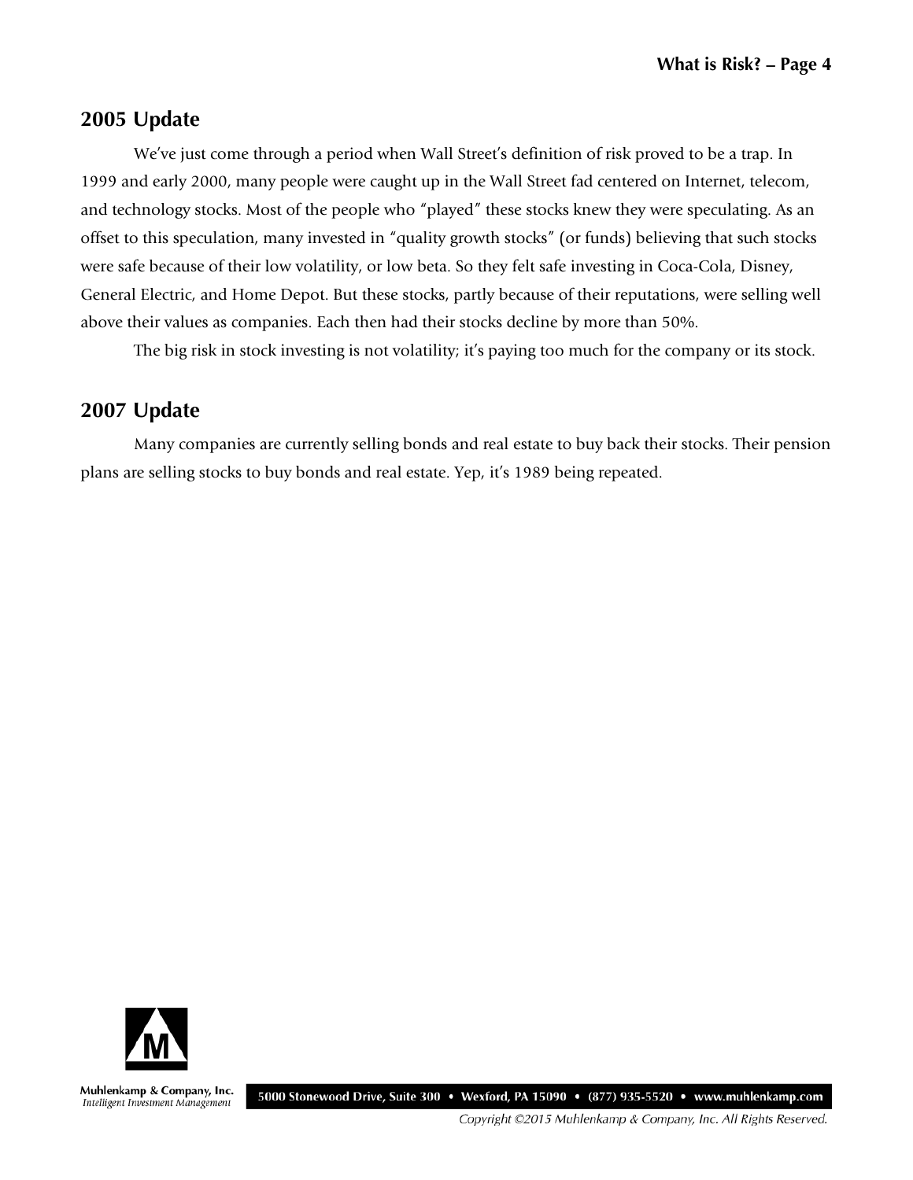## 2005 Update

We've just come through a period when Wall Street's definition of risk proved to be a trap. In 1999 and early 2000, many people were caught up in the Wall Street fad centered on Internet, telecom, and technology stocks. Most of the people who "played" these stocks knew they were speculating. As an offset to this speculation, many invested in "quality growth stocks" (or funds) believing that such stocks were safe because of their low volatility, or low beta. So they felt safe investing in Coca-Cola, Disney, General Electric, and Home Depot. But these stocks, partly because of their reputations, were selling well above their values as companies. Each then had their stocks decline by more than 50%.

The big risk in stock investing is not volatility; it's paying too much for the company or its stock.

## 2007 Update

Many companies are currently selling bonds and real estate to buy back their stocks. Their pension plans are selling stocks to buy bonds and real estate. Yep, it's 1989 being repeated.